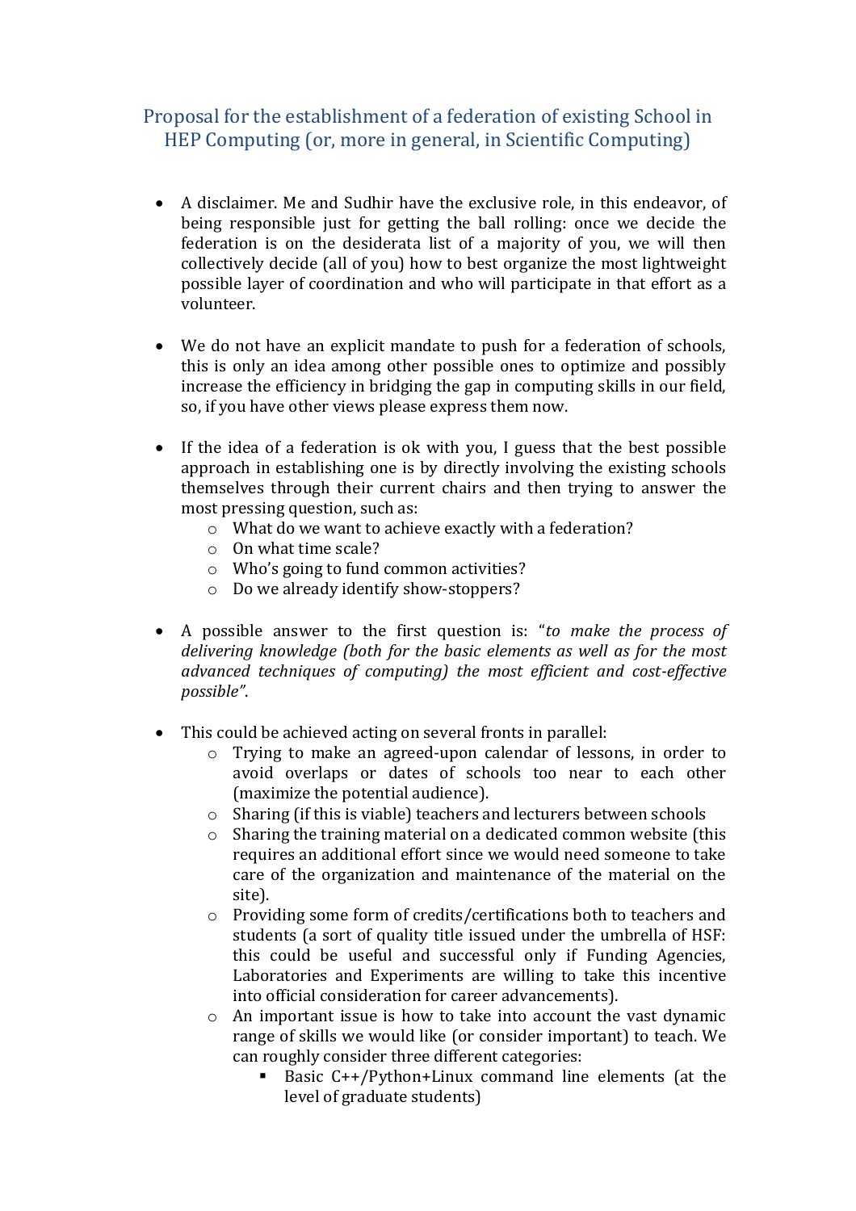# Proposal for the establishment of a federation of existing School in HEP Computing (or, more in general, in Scientific Computing)

- A disclaimer. Me and Sudhir have the exclusive role, in this endeavor, of being responsible just for getting the ball rolling: once we decide the federation is on the desiderata list of a majority of you, we will then collectively decide (all of you) how to best organize the most lightweight possible layer of coordination and who will participate in that effort as a volunteer.

- We do not have an explicit mandate to push for a federation of schools, this is only an idea among other possible ones to optimize and possibly increase the efficiency in bridging the gap in computing skills in our field, so, if you have other views please express them now.

- If the idea of a federation is ok with you, I guess that the best possible approach in establishing one is by directly involving the existing schools themselves through their current chairs and then trying to answer the most pressing question, such as:
  - What do we want to achieve exactly with a federation?
  - On what time scale?
  - Who's going to fund common activities?
  - Do we already identify show-stoppers?

- A possible answer to the first question is: "*to make the process of delivering knowledge (both for the basic elements as well as for the most advanced techniques of computing) the most efficient and cost-effective possible"*.

- This could be achieved acting on several fronts in parallel:
  - Trying to make an agreed-upon calendar of lessons, in order to avoid overlaps or dates of schools too near to each other (maximize the potential audience).
  - Sharing (if this is viable) teachers and lecturers between schools
  - Sharing the training material on a dedicated common website (this requires an additional effort since we would need someone to take care of the organization and maintenance of the material on the site).
  - Providing some form of credits/certifications both to teachers and students (a sort of quality title issued under the umbrella of HSF: this could be useful and successful only if Funding Agencies, Laboratories and Experiments are willing to take this incentive into official consideration for career advancements).
  - An important issue is how to take into account the vast dynamic range of skills we would like (or consider important) to teach. We can roughly consider three different categories:
    - Basic C++/Python+Linux command line elements (at the level of graduate students)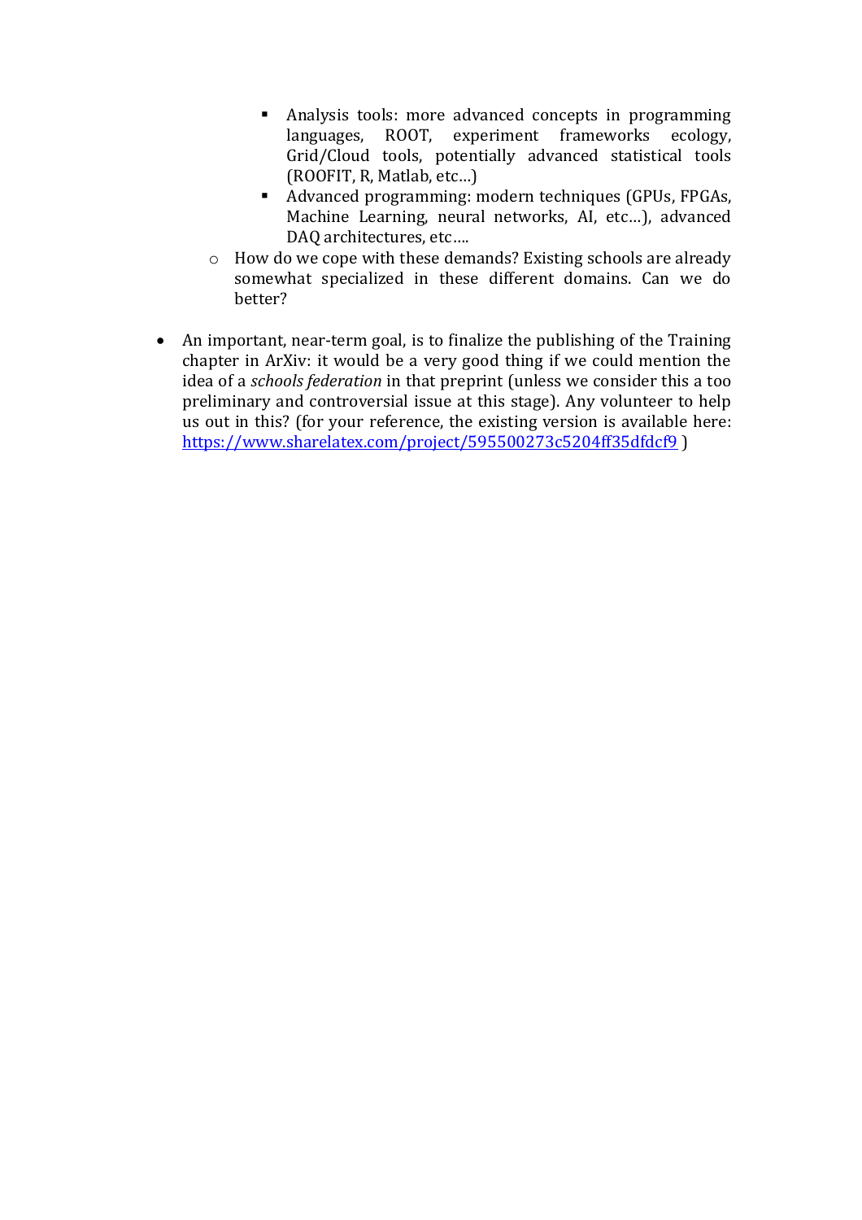- Analysis tools: more advanced concepts in programming languages, ROOT, experiment frameworks ecology, Grid/Cloud tools, potentially advanced statistical tools (ROOFIT, R, Matlab, etc…)
    - Advanced programming: modern techniques (GPUs, FPGAs, Machine Learning, neural networks, AI, etc…), advanced DAQ architectures, etc….
  - How do we cope with these demands? Existing schools are already somewhat specialized in these different domains. Can we do better?

- An important, near-term goal, is to finalize the publishing of the Training chapter in ArXiv: it would be a very good thing if we could mention the idea of a *schools federation* in that preprint (unless we consider this a too preliminary and controversial issue at this stage). Any volunteer to help us out in this? (for your reference, the existing version is available here: [https://www.sharelatex.com/project/595500273c5204ff35dfdcf9](https://www.sharelatex.com/project/595500273c5204ff35dfdcf9) )